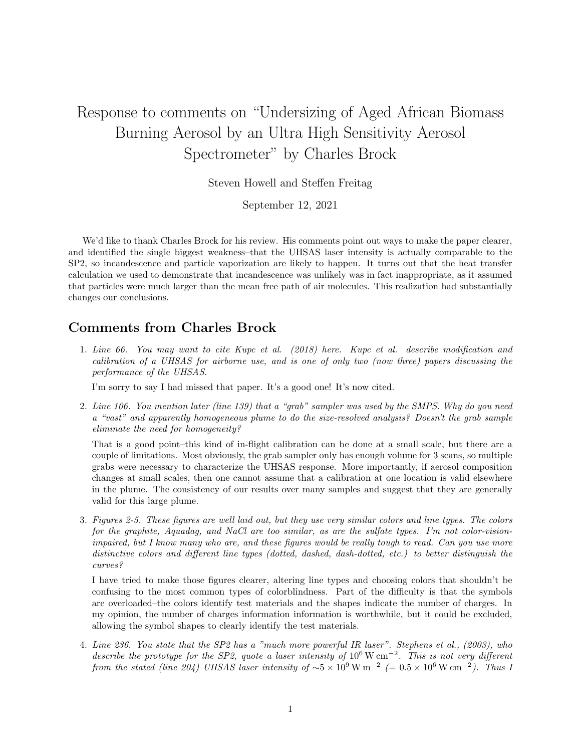# Response to comments on "Undersizing of Aged African Biomass Burning Aerosol by an Ultra High Sensitivity Aerosol Spectrometer" by Charles Brock

Steven Howell and Steffen Freitag

September 12, 2021

We'd like to thank Charles Brock for his review. His comments point out ways to make the paper clearer, and identified the single biggest weakness–that the UHSAS laser intensity is actually comparable to the SP2, so incandescence and particle vaporization are likely to happen. It turns out that the heat transfer calculation we used to demonstrate that incandescence was unlikely was in fact inappropriate, as it assumed that particles were much larger than the mean free path of air molecules. This realization had substantially changes our conclusions.

## Comments from Charles Brock

1. *Line 66. You may want to cite Kupc et al. (2018) here. Kupc et al. describe modification and calibration of a UHSAS for airborne use, and is one of only two (now three) papers discussing the performance of the UHSAS.*

   I'm sorry to say I had missed that paper. It's a good one! It's now cited.

2. *Line 106. You mention later (line 139) that a "grab" sampler was used by the SMPS. Why do you need a "vast" and apparently homogeneous plume to do the size-resolved analysis? Doesn't the grab sample eliminate the need for homogeneity?*

   That is a good point–this kind of in-flight calibration can be done at a small scale, but there are a couple of limitations. Most obviously, the grab sampler only has enough volume for 3 scans, so multiple grabs were necessary to characterize the UHSAS response. More importantly, if aerosol composition changes at small scales, then one cannot assume that a calibration at one location is valid elsewhere in the plume. The consistency of our results over many samples and suggest that they are generally valid for this large plume.

3. *Figures 2-5. These figures are well laid out, but they use very similar colors and line types. The colors for the graphite, Aquadag, and NaCl are too similar, as are the sulfate types. I'm not color-vision-impaired, but I know many who are, and these figures would be really tough to read. Can you use more distinctive colors and different line types (dotted, dashed, dash-dotted, etc.) to better distinguish the curves?*

   I have tried to make those figures clearer, altering line types and choosing colors that shouldn't be confusing to the most common types of colorblindness. Part of the difficulty is that the symbols are overloaded–the colors identify test materials and the shapes indicate the number of charges. In my opinion, the number of charges information information is worthwhile, but it could be excluded, allowing the symbol shapes to clearly identify the test materials.

4. *Line 236. You state that the SP2 has a "much more powerful IR laser". Stephens et al., (2003), who describe the prototype for the SP2, quote a laser intensity of $10^6\,\mathrm{W\,cm^{-2}}$. This is not very different from the stated (line 204) UHSAS laser intensity of $\sim 5\times10^9\,\mathrm{W\,m^{-2}}$ ($= 0.5\times10^6\,\mathrm{W\,cm^{-2}}$). Thus I*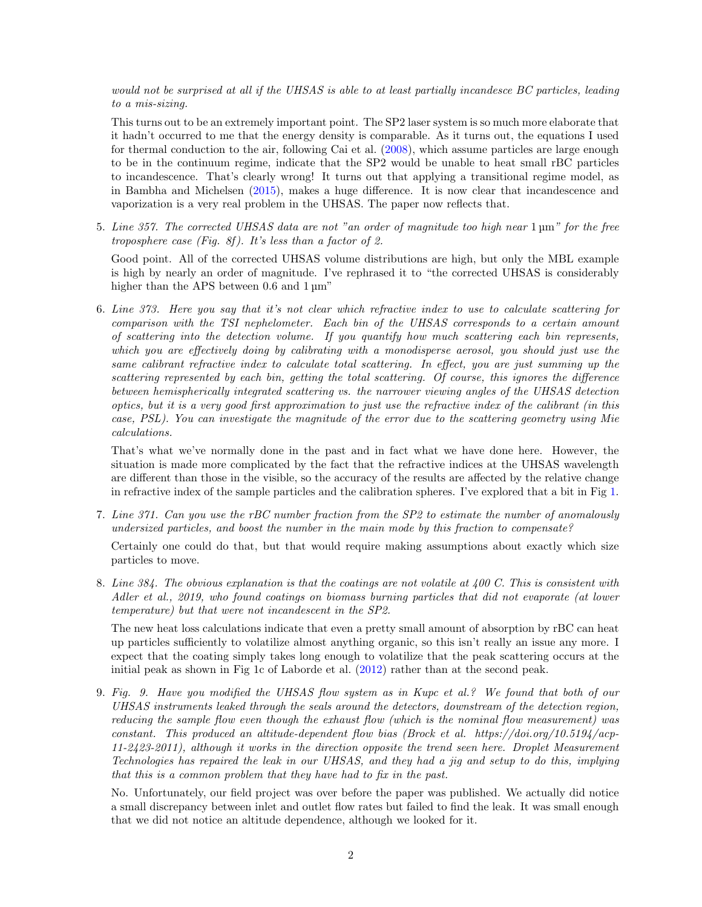*would not be surprised at all if the UHSAS is able to at least partially incandesce BC particles, leading to a mis-sizing.*

This turns out to be an extremely important point. The SP2 laser system is so much more elaborate that it hadn't occurred to me that the energy density is comparable. As it turns out, the equations I used for thermal conduction to the air, following Cai et al. (2008), which assume particles are large enough to be in the continuum regime, indicate that the SP2 would be unable to heat small rBC particles to incandescence. That's clearly wrong! It turns out that applying a transitional regime model, as in Bambha and Michelsen (2015), makes a huge difference. It is now clear that incandescence and vaporization is a very real problem in the UHSAS. The paper now reflects that.

5. *Line 357. The corrected UHSAS data are not "an order of magnitude too high near 1 µm" for the free troposphere case (Fig. 8f). It's less than a factor of 2.*

   Good point. All of the corrected UHSAS volume distributions are high, but only the MBL example is high by nearly an order of magnitude. I've rephrased it to "the corrected UHSAS is considerably higher than the APS between 0.6 and 1 µm"

6. *Line 373. Here you say that it's not clear which refractive index to use to calculate scattering for comparison with the TSI nephelometer. Each bin of the UHSAS corresponds to a certain amount of scattering into the detection volume. If you quantify how much scattering each bin represents, which you are effectively doing by calibrating with a monodisperse aerosol, you should just use the same calibrant refractive index to calculate total scattering. In effect, you are just summing up the scattering represented by each bin, getting the total scattering. Of course, this ignores the difference between hemispherically integrated scattering vs. the narrower viewing angles of the UHSAS detection optics, but it is a very good first approximation to just use the refractive index of the calibrant (in this case, PSL). You can investigate the magnitude of the error due to the scattering geometry using Mie calculations.*

   That's what we've normally done in the past and in fact what we have done here. However, the situation is made more complicated by the fact that the refractive indices at the UHSAS wavelength are different than those in the visible, so the accuracy of the results are affected by the relative change in refractive index of the sample particles and the calibration spheres. I've explored that a bit in Fig 1.

7. *Line 371. Can you use the rBC number fraction from the SP2 to estimate the number of anomalously undersized particles, and boost the number in the main mode by this fraction to compensate?*

   Certainly one could do that, but that would require making assumptions about exactly which size particles to move.

8. *Line 384. The obvious explanation is that the coatings are not volatile at 400 C. This is consistent with Adler et al., 2019, who found coatings on biomass burning particles that did not evaporate (at lower temperature) but that were not incandescent in the SP2.*

   The new heat loss calculations indicate that even a pretty small amount of absorption by rBC can heat up particles sufficiently to volatilize almost anything organic, so this isn't really an issue any more. I expect that the coating simply takes long enough to volatilize that the peak scattering occurs at the initial peak as shown in Fig 1c of Laborde et al. (2012) rather than at the second peak.

9. *Fig. 9. Have you modified the UHSAS flow system as in Kupc et al.? We found that both of our UHSAS instruments leaked through the seals around the detectors, downstream of the detection region, reducing the sample flow even though the exhaust flow (which is the nominal flow measurement) was constant. This produced an altitude-dependent flow bias (Brock et al. https://doi.org/10.5194/acp-11-2423-2011), although it works in the direction opposite the trend seen here. Droplet Measurement Technologies has repaired the leak in our UHSAS, and they had a jig and setup to do this, implying that this is a common problem that they have had to fix in the past.*

   No. Unfortunately, our field project was over before the paper was published. We actually did notice a small discrepancy between inlet and outlet flow rates but failed to find the leak. It was small enough that we did not notice an altitude dependence, although we looked for it.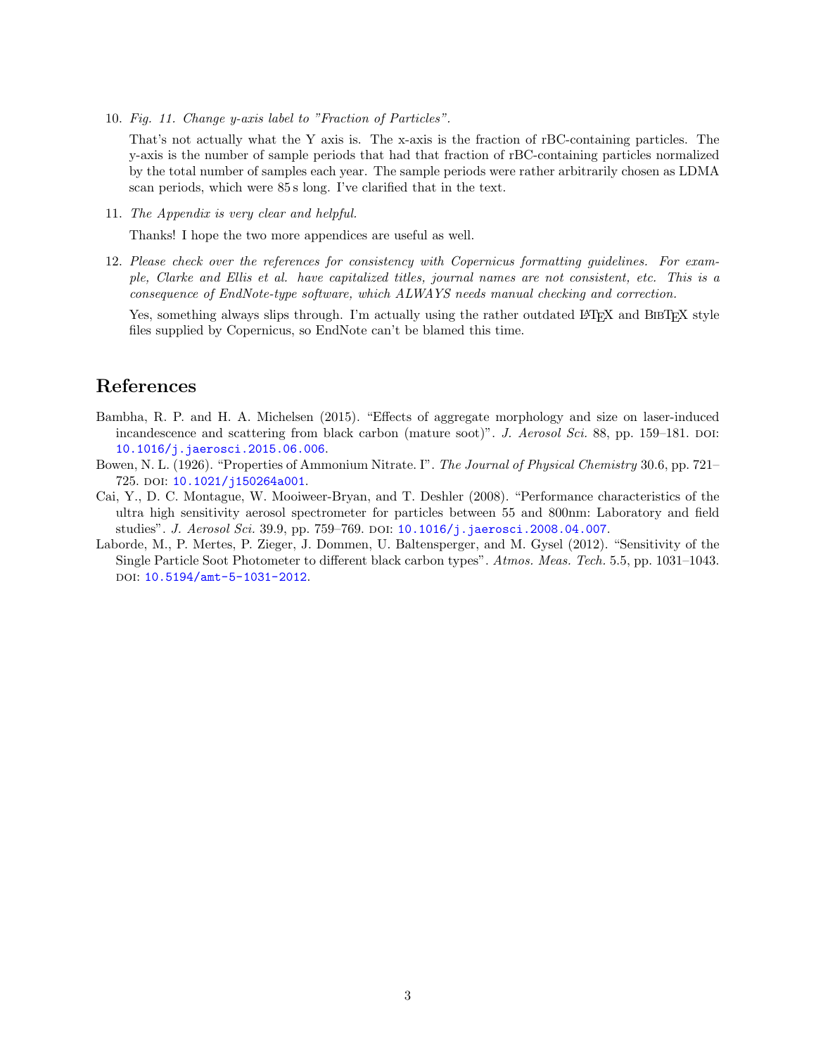10. *Fig. 11. Change y-axis label to "Fraction of Particles".*

    That's not actually what the Y axis is. The x-axis is the fraction of rBC-containing particles. The y-axis is the number of sample periods that had that fraction of rBC-containing particles normalized by the total number of samples each year. The sample periods were rather arbitrarily chosen as LDMA scan periods, which were 85 s long. I've clarified that in the text.

11. *The Appendix is very clear and helpful.*

    Thanks! I hope the two more appendices are useful as well.

12. *Please check over the references for consistency with Copernicus formatting guidelines. For example, Clarke and Ellis et al. have capitalized titles, journal names are not consistent, etc. This is a consequence of EndNote-type software, which ALWAYS needs manual checking and correction.*

    Yes, something always slips through. I'm actually using the rather outdated LaTeX and BibTeX style files supplied by Copernicus, so EndNote can't be blamed this time.

## References

Bambha, R. P. and H. A. Michelsen (2015). "Effects of aggregate morphology and size on laser-induced incandescence and scattering from black carbon (mature soot)". *J. Aerosol Sci.* 88, pp. 159–181. DOI: 10.1016/j.jaerosci.2015.06.006.

Bowen, N. L. (1926). "Properties of Ammonium Nitrate. I". *The Journal of Physical Chemistry* 30.6, pp. 721–725. DOI: 10.1021/j150264a001.

Cai, Y., D. C. Montague, W. Mooiweer-Bryan, and T. Deshler (2008). "Performance characteristics of the ultra high sensitivity aerosol spectrometer for particles between 55 and 800nm: Laboratory and field studies". *J. Aerosol Sci.* 39.9, pp. 759–769. DOI: 10.1016/j.jaerosci.2008.04.007.

Laborde, M., P. Mertes, P. Zieger, J. Dommen, U. Baltensperger, and M. Gysel (2012). "Sensitivity of the Single Particle Soot Photometer to different black carbon types". *Atmos. Meas. Tech.* 5.5, pp. 1031–1043. DOI: 10.5194/amt-5-1031-2012.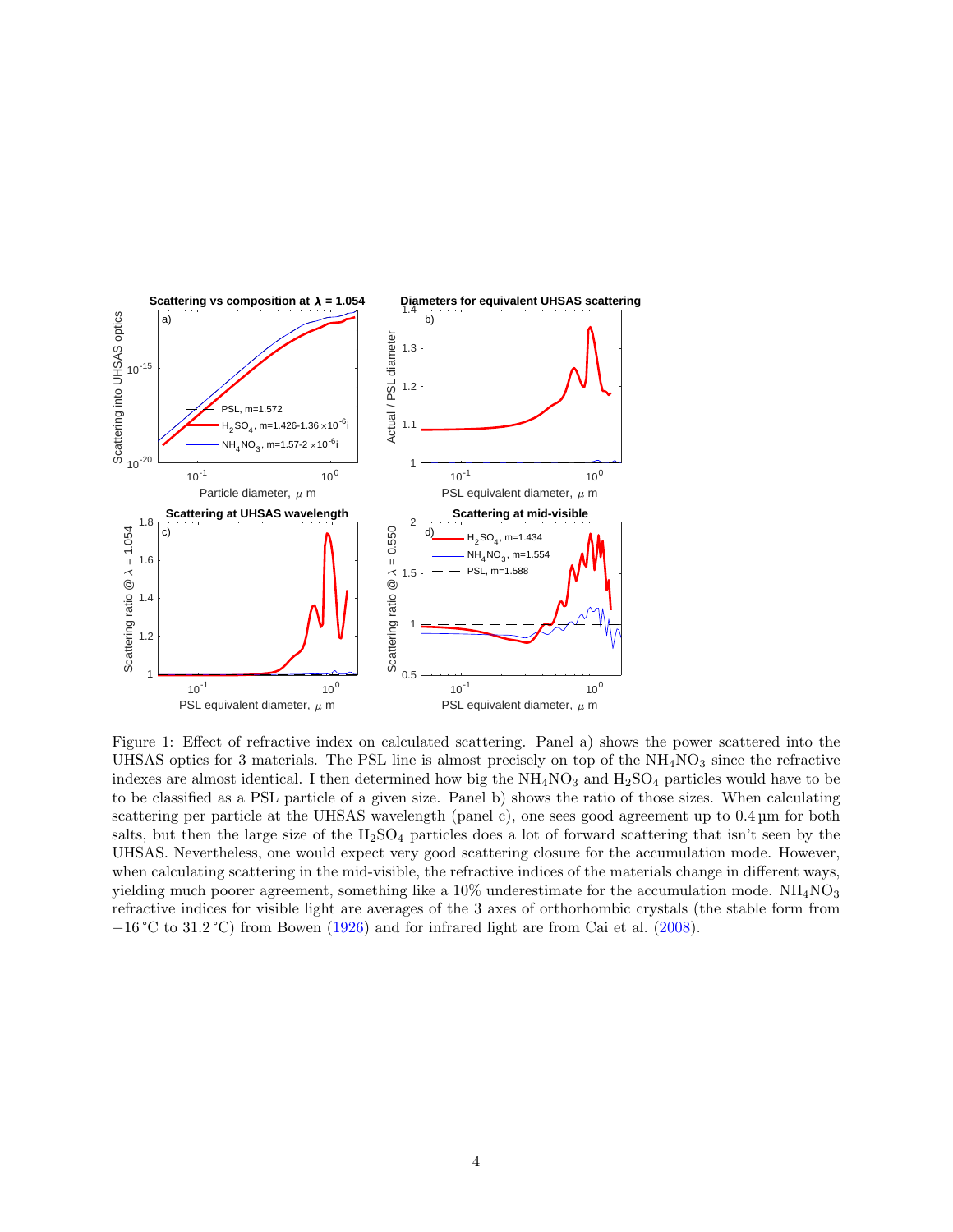Scattering vs composition at λ = 1.054

a)

Scattering into UHSAS optics

$10^{-15}$

$10^{-20}$

PSL, m=1.572

$H_2SO_4$, m=1.426-1.36 ×$10^{-6}$i

$NH_4NO_3$, m=1.57-2 ×$10^{-6}$i

$10^{-1}$

$10^{0}$

Particle diameter, μ m

Diameters for equivalent UHSAS scattering

b)

Actual / PSL diameter

1.4

1.3

1.2

1.1

1

$10^{-1}$

$10^{0}$

PSL equivalent diameter, μ m

Scattering at UHSAS wavelength

c)

Scattering ratio @ λ = 1.054

1.8

1.6

1.4

1.2

1

$10^{-1}$

$10^{0}$

PSL equivalent diameter, μ m

Scattering at mid-visible

d)

$H_2SO_4$, m=1.434

$NH_4NO_3$, m=1.554

PSL, m=1.588

Scattering ratio @ λ = 0.550

2

1.5

1

0.5

$10^{-1}$

$10^{0}$

PSL equivalent diameter, μ m

Figure 1: Effect of refractive index on calculated scattering. Panel a) shows the power scattered into the UHSAS optics for 3 materials. The PSL line is almost precisely on top of the $NH_4NO_3$ since the refractive indexes are almost identical. I then determined how big the $NH_4NO_3$ and $H_2SO_4$ particles would have to be to be classified as a PSL particle of a given size. Panel b) shows the ratio of those sizes. When calculating scattering per particle at the UHSAS wavelength (panel c), one sees good agreement up to 0.4 µm for both salts, but then the large size of the $H_2SO_4$ particles does a lot of forward scattering that isn't seen by the UHSAS. Nevertheless, one would expect very good scattering closure for the accumulation mode. However, when calculating scattering in the mid-visible, the refractive indices of the materials change in different ways, yielding much poorer agreement, something like a 10% underestimate for the accumulation mode. $NH_4NO_3$ refractive indices for visible light are averages of the 3 axes of orthorhombic crystals (the stable form from −16 °C to 31.2 °C) from Bowen (1926) and for infrared light are from Cai et al. (2008).